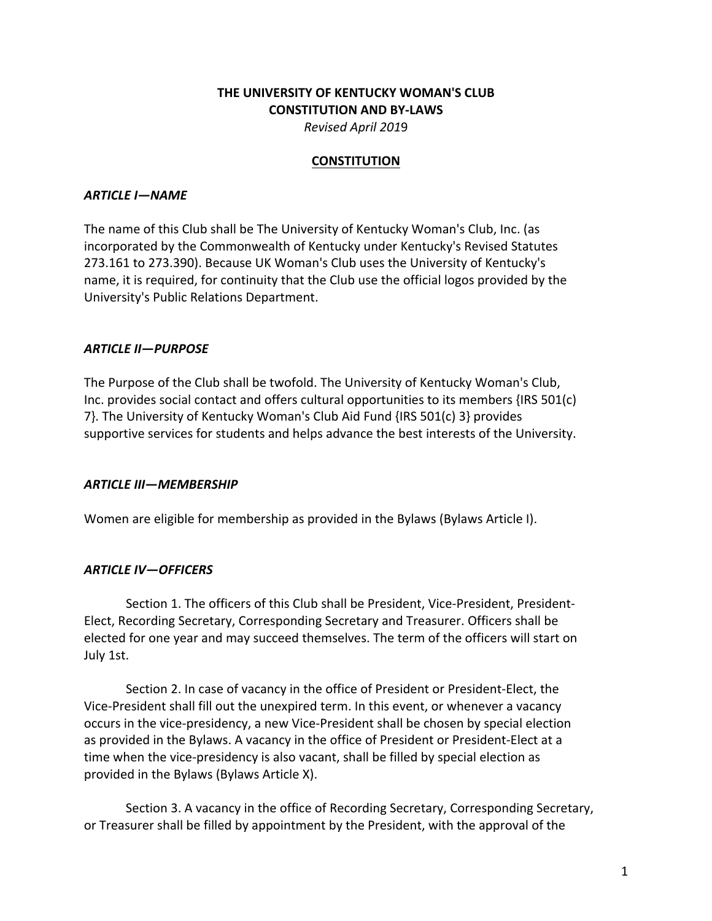# THE UNIVERSITY OF KENTUCKY WOMAN'S CLUB
# CONSTITUTION AND BY-LAWS

*Revised April 2019*

## CONSTITUTION

### *ARTICLE I—NAME*

The name of this Club shall be The University of Kentucky Woman's Club, Inc. (as incorporated by the Commonwealth of Kentucky under Kentucky's Revised Statutes 273.161 to 273.390). Because UK Woman's Club uses the University of Kentucky's name, it is required, for continuity that the Club use the official logos provided by the University's Public Relations Department.

### *ARTICLE II—PURPOSE*

The Purpose of the Club shall be twofold. The University of Kentucky Woman's Club, Inc. provides social contact and offers cultural opportunities to its members {IRS 501(c) 7}. The University of Kentucky Woman's Club Aid Fund {IRS 501(c) 3} provides supportive services for students and helps advance the best interests of the University.

### *ARTICLE III—MEMBERSHIP*

Women are eligible for membership as provided in the Bylaws (Bylaws Article I).

### *ARTICLE IV—OFFICERS*

Section 1. The officers of this Club shall be President, Vice-President, President-Elect, Recording Secretary, Corresponding Secretary and Treasurer. Officers shall be elected for one year and may succeed themselves. The term of the officers will start on July 1st.

Section 2. In case of vacancy in the office of President or President-Elect, the Vice-President shall fill out the unexpired term. In this event, or whenever a vacancy occurs in the vice-presidency, a new Vice-President shall be chosen by special election as provided in the Bylaws. A vacancy in the office of President or President-Elect at a time when the vice-presidency is also vacant, shall be filled by special election as provided in the Bylaws (Bylaws Article X).

Section 3. A vacancy in the office of Recording Secretary, Corresponding Secretary, or Treasurer shall be filled by appointment by the President, with the approval of the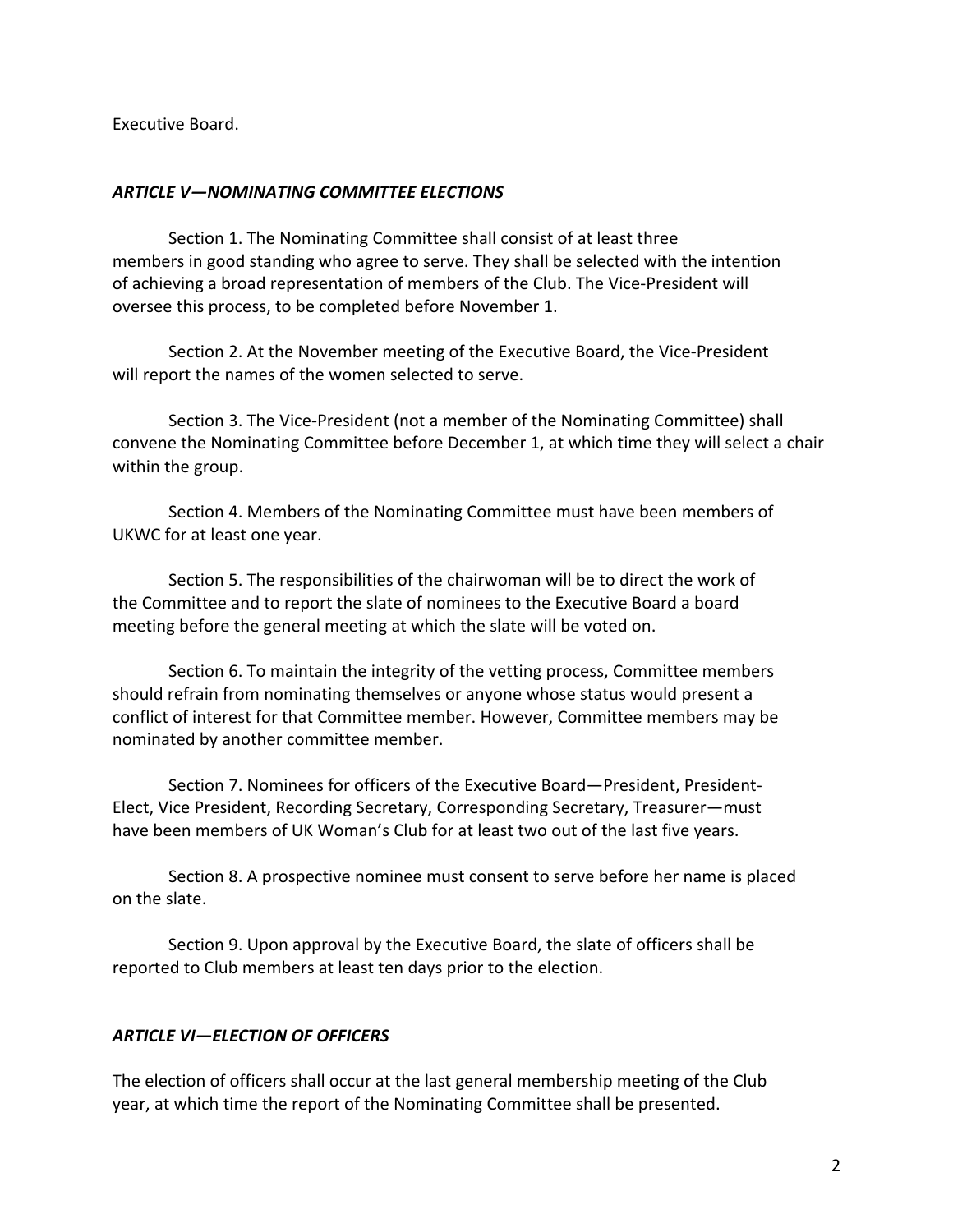Executive Board.

### *ARTICLE V—NOMINATING COMMITTEE ELECTIONS*

Section 1. The Nominating Committee shall consist of at least three members in good standing who agree to serve. They shall be selected with the intention of achieving a broad representation of members of the Club. The Vice-President will oversee this process, to be completed before November 1.

Section 2. At the November meeting of the Executive Board, the Vice-President will report the names of the women selected to serve.

Section 3. The Vice-President (not a member of the Nominating Committee) shall convene the Nominating Committee before December 1, at which time they will select a chair within the group.

Section 4. Members of the Nominating Committee must have been members of UKWC for at least one year.

Section 5. The responsibilities of the chairwoman will be to direct the work of the Committee and to report the slate of nominees to the Executive Board a board meeting before the general meeting at which the slate will be voted on.

Section 6. To maintain the integrity of the vetting process, Committee members should refrain from nominating themselves or anyone whose status would present a conflict of interest for that Committee member. However, Committee members may be nominated by another committee member.

Section 7. Nominees for officers of the Executive Board—President, President-Elect, Vice President, Recording Secretary, Corresponding Secretary, Treasurer—must have been members of UK Woman's Club for at least two out of the last five years.

Section 8. A prospective nominee must consent to serve before her name is placed on the slate.

Section 9. Upon approval by the Executive Board, the slate of officers shall be reported to Club members at least ten days prior to the election.

### *ARTICLE VI—ELECTION OF OFFICERS*

The election of officers shall occur at the last general membership meeting of the Club year, at which time the report of the Nominating Committee shall be presented.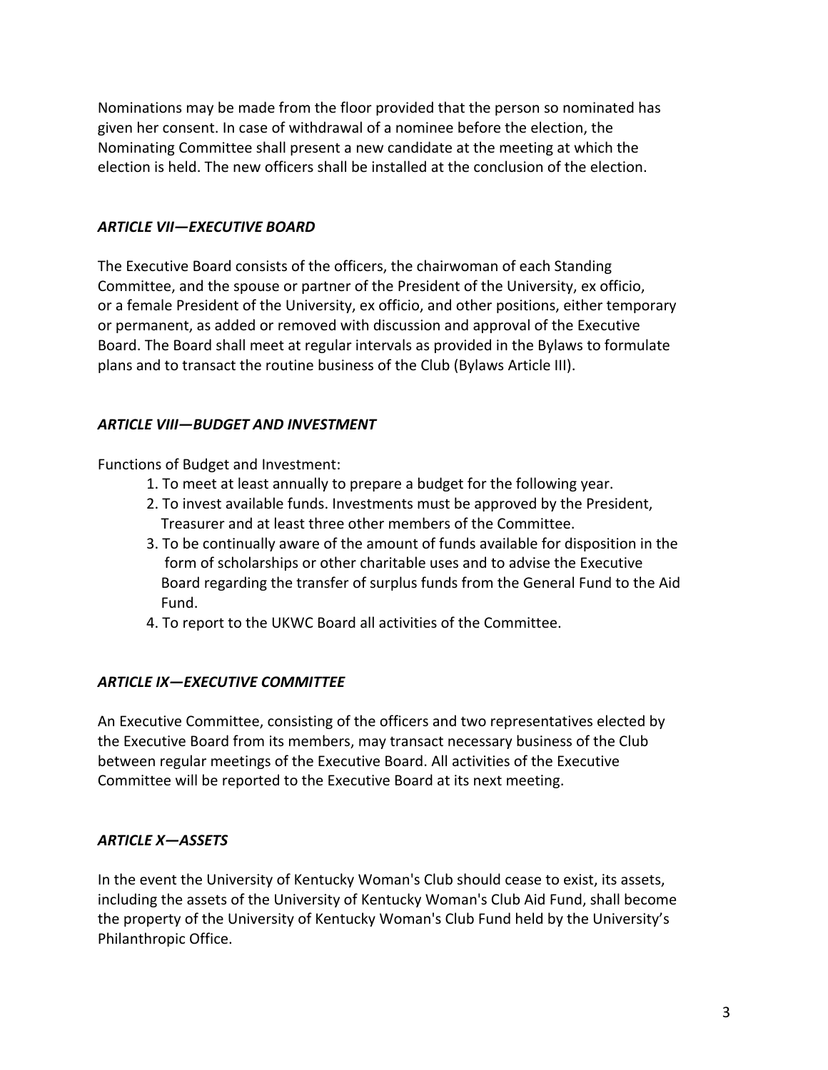Nominations may be made from the floor provided that the person so nominated has given her consent. In case of withdrawal of a nominee before the election, the Nominating Committee shall present a new candidate at the meeting at which the election is held. The new officers shall be installed at the conclusion of the election.

### *ARTICLE VII—EXECUTIVE BOARD*

The Executive Board consists of the officers, the chairwoman of each Standing Committee, and the spouse or partner of the President of the University, ex officio, or a female President of the University, ex officio, and other positions, either temporary or permanent, as added or removed with discussion and approval of the Executive Board. The Board shall meet at regular intervals as provided in the Bylaws to formulate plans and to transact the routine business of the Club (Bylaws Article III).

### *ARTICLE VIII—BUDGET AND INVESTMENT*

Functions of Budget and Investment:

1. To meet at least annually to prepare a budget for the following year.
2. To invest available funds. Investments must be approved by the President, Treasurer and at least three other members of the Committee.
3. To be continually aware of the amount of funds available for disposition in the form of scholarships or other charitable uses and to advise the Executive Board regarding the transfer of surplus funds from the General Fund to the Aid Fund.
4. To report to the UKWC Board all activities of the Committee.

### *ARTICLE IX—EXECUTIVE COMMITTEE*

An Executive Committee, consisting of the officers and two representatives elected by the Executive Board from its members, may transact necessary business of the Club between regular meetings of the Executive Board. All activities of the Executive Committee will be reported to the Executive Board at its next meeting.

### *ARTICLE X—ASSETS*

In the event the University of Kentucky Woman's Club should cease to exist, its assets, including the assets of the University of Kentucky Woman's Club Aid Fund, shall become the property of the University of Kentucky Woman's Club Fund held by the University's Philanthropic Office.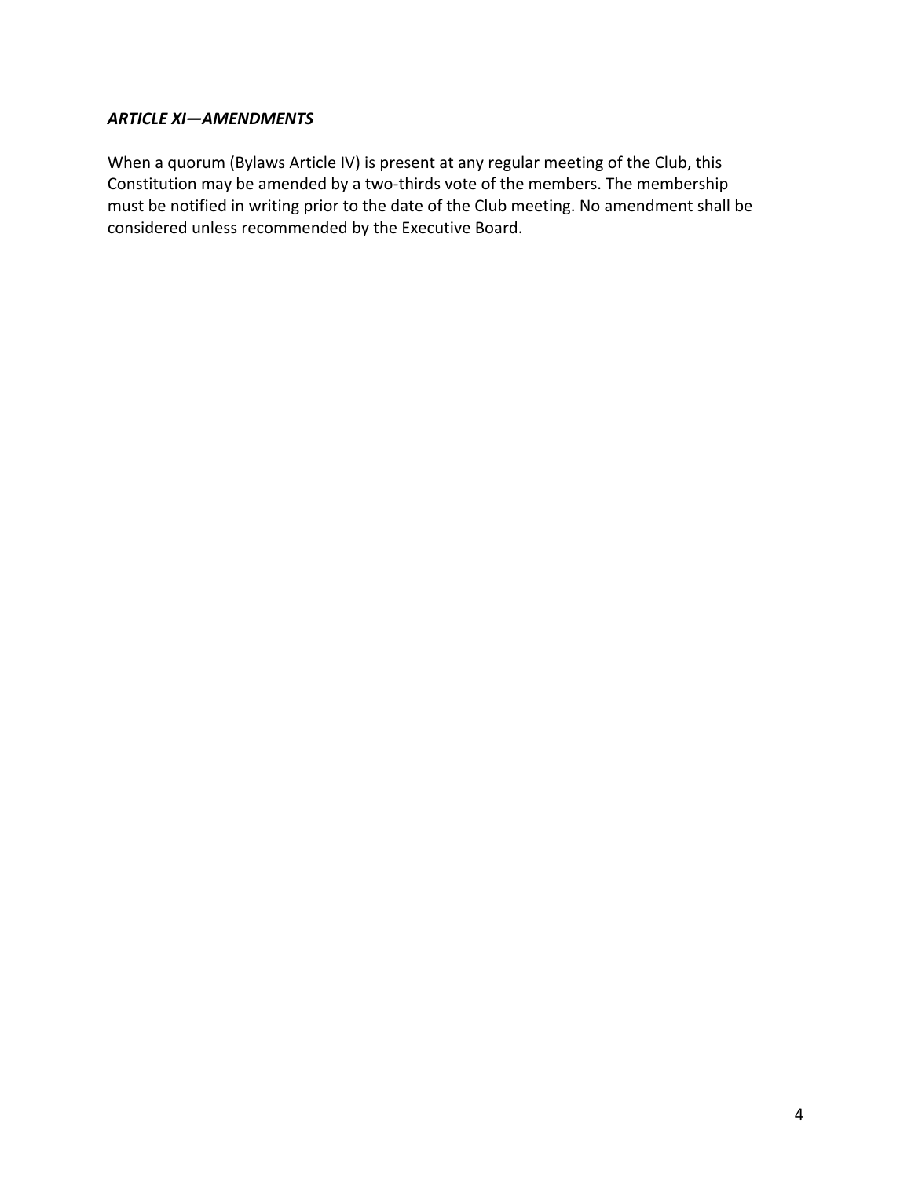### ***ARTICLE XI—AMENDMENTS***

When a quorum (Bylaws Article IV) is present at any regular meeting of the Club, this Constitution may be amended by a two-thirds vote of the members. The membership must be notified in writing prior to the date of the Club meeting. No amendment shall be considered unless recommended by the Executive Board.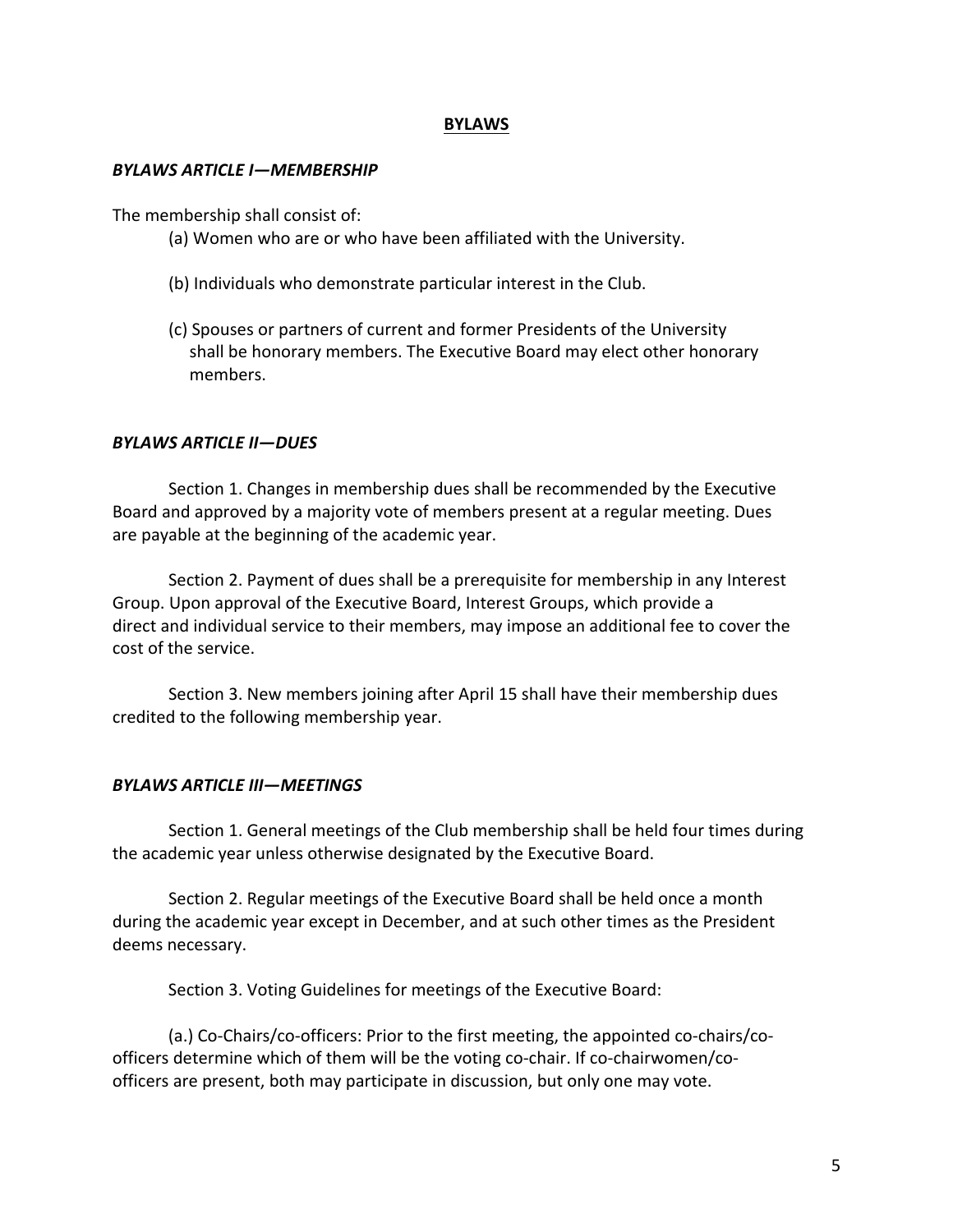# BYLAWS

## *BYLAWS ARTICLE I—MEMBERSHIP*

The membership shall consist of:

(a) Women who are or who have been affiliated with the University.

(b) Individuals who demonstrate particular interest in the Club.

(c) Spouses or partners of current and former Presidents of the University shall be honorary members. The Executive Board may elect other honorary members.

## *BYLAWS ARTICLE II—DUES*

Section 1. Changes in membership dues shall be recommended by the Executive Board and approved by a majority vote of members present at a regular meeting. Dues are payable at the beginning of the academic year.

Section 2. Payment of dues shall be a prerequisite for membership in any Interest Group. Upon approval of the Executive Board, Interest Groups, which provide a direct and individual service to their members, may impose an additional fee to cover the cost of the service.

Section 3. New members joining after April 15 shall have their membership dues credited to the following membership year.

## *BYLAWS ARTICLE III—MEETINGS*

Section 1. General meetings of the Club membership shall be held four times during the academic year unless otherwise designated by the Executive Board.

Section 2. Regular meetings of the Executive Board shall be held once a month during the academic year except in December, and at such other times as the President deems necessary.

Section 3. Voting Guidelines for meetings of the Executive Board:

(a.) Co-Chairs/co-officers: Prior to the first meeting, the appointed co-chairs/co-officers determine which of them will be the voting co-chair. If co-chairwomen/co-officers are present, both may participate in discussion, but only one may vote.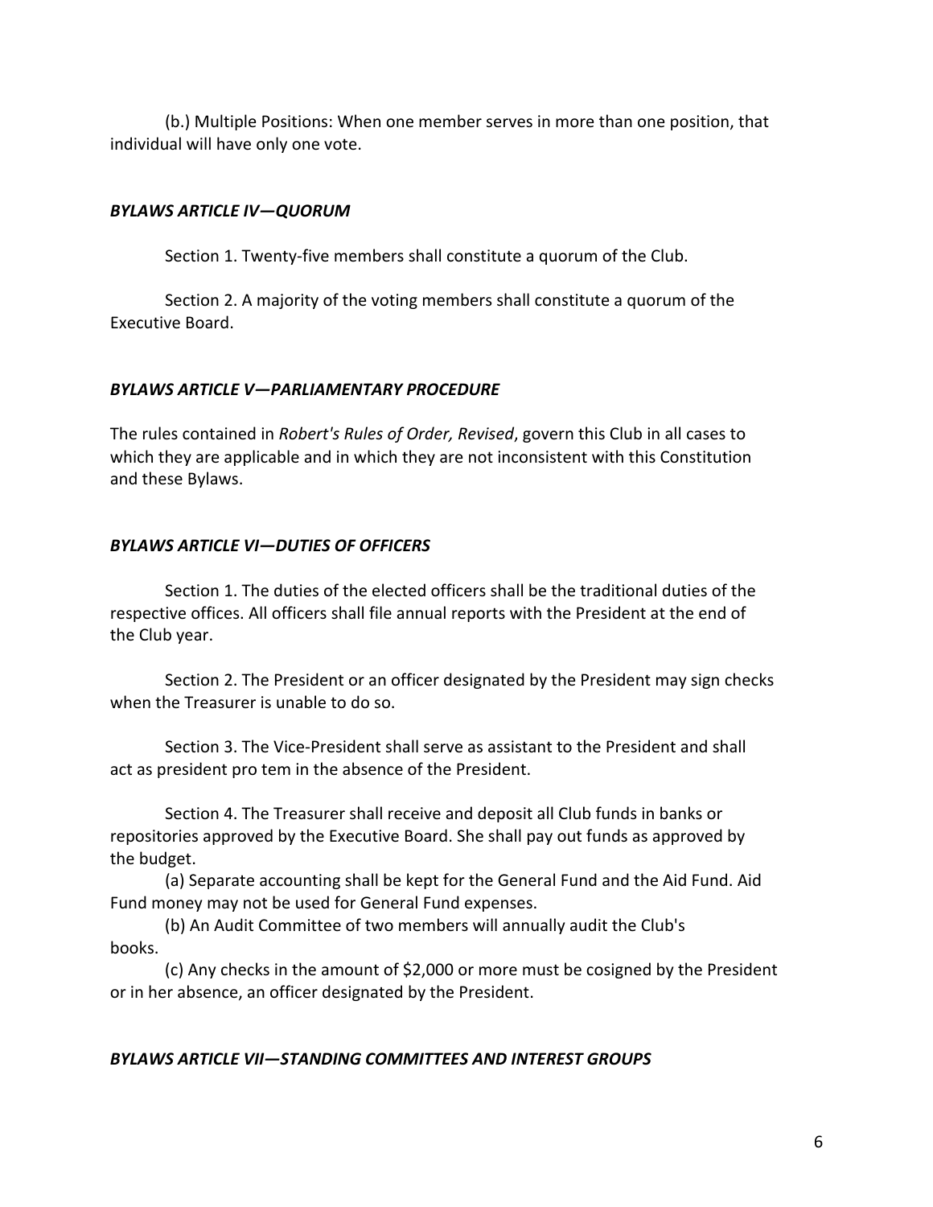(b.) Multiple Positions: When one member serves in more than one position, that individual will have only one vote.

### *BYLAWS ARTICLE IV—QUORUM*

Section 1. Twenty-five members shall constitute a quorum of the Club.

Section 2. A majority of the voting members shall constitute a quorum of the Executive Board.

### *BYLAWS ARTICLE V—PARLIAMENTARY PROCEDURE*

The rules contained in *Robert's Rules of Order, Revised*, govern this Club in all cases to which they are applicable and in which they are not inconsistent with this Constitution and these Bylaws.

### *BYLAWS ARTICLE VI—DUTIES OF OFFICERS*

Section 1. The duties of the elected officers shall be the traditional duties of the respective offices. All officers shall file annual reports with the President at the end of the Club year.

Section 2. The President or an officer designated by the President may sign checks when the Treasurer is unable to do so.

Section 3. The Vice-President shall serve as assistant to the President and shall act as president pro tem in the absence of the President.

Section 4. The Treasurer shall receive and deposit all Club funds in banks or repositories approved by the Executive Board. She shall pay out funds as approved by the budget.

(a) Separate accounting shall be kept for the General Fund and the Aid Fund. Aid Fund money may not be used for General Fund expenses.

(b) An Audit Committee of two members will annually audit the Club's books.

(c) Any checks in the amount of $2,000 or more must be cosigned by the President or in her absence, an officer designated by the President.

### *BYLAWS ARTICLE VII—STANDING COMMITTEES AND INTEREST GROUPS*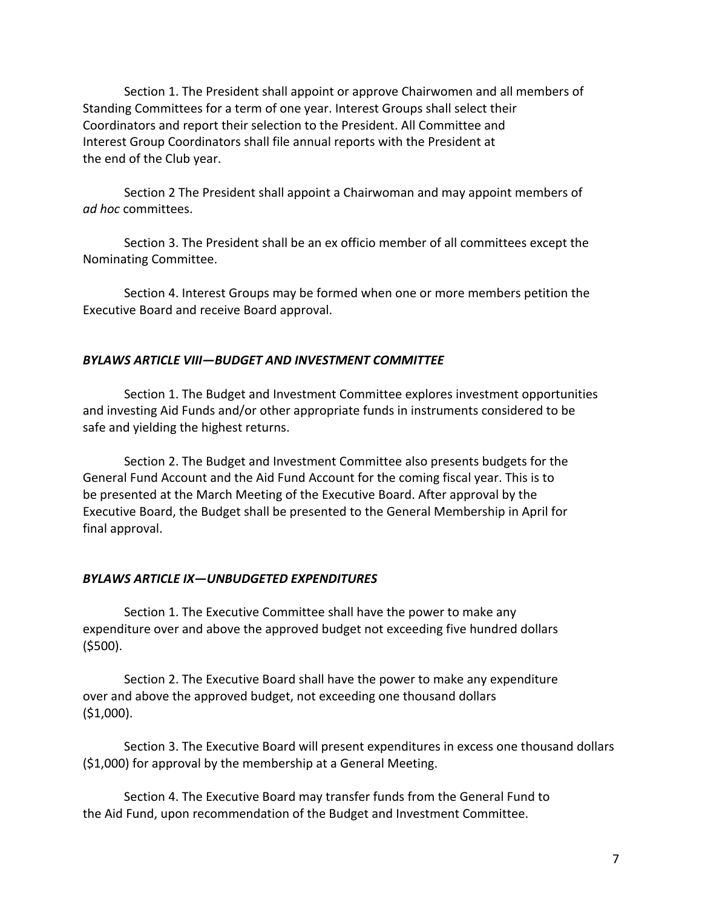Section 1. The President shall appoint or approve Chairwomen and all members of Standing Committees for a term of one year. Interest Groups shall select their Coordinators and report their selection to the President. All Committee and Interest Group Coordinators shall file annual reports with the President at the end of the Club year.

Section 2 The President shall appoint a Chairwoman and may appoint members of *ad hoc* committees.

Section 3. The President shall be an ex officio member of all committees except the Nominating Committee.

Section 4. Interest Groups may be formed when one or more members petition the Executive Board and receive Board approval.

### *BYLAWS ARTICLE VIII—BUDGET AND INVESTMENT COMMITTEE*

Section 1. The Budget and Investment Committee explores investment opportunities and investing Aid Funds and/or other appropriate funds in instruments considered to be safe and yielding the highest returns.

Section 2. The Budget and Investment Committee also presents budgets for the General Fund Account and the Aid Fund Account for the coming fiscal year. This is to be presented at the March Meeting of the Executive Board. After approval by the Executive Board, the Budget shall be presented to the General Membership in April for final approval.

### *BYLAWS ARTICLE IX—UNBUDGETED EXPENDITURES*

Section 1. The Executive Committee shall have the power to make any expenditure over and above the approved budget not exceeding five hundred dollars ($500).

Section 2. The Executive Board shall have the power to make any expenditure over and above the approved budget, not exceeding one thousand dollars ($1,000).

Section 3. The Executive Board will present expenditures in excess one thousand dollars ($1,000) for approval by the membership at a General Meeting.

Section 4. The Executive Board may transfer funds from the General Fund to the Aid Fund, upon recommendation of the Budget and Investment Committee.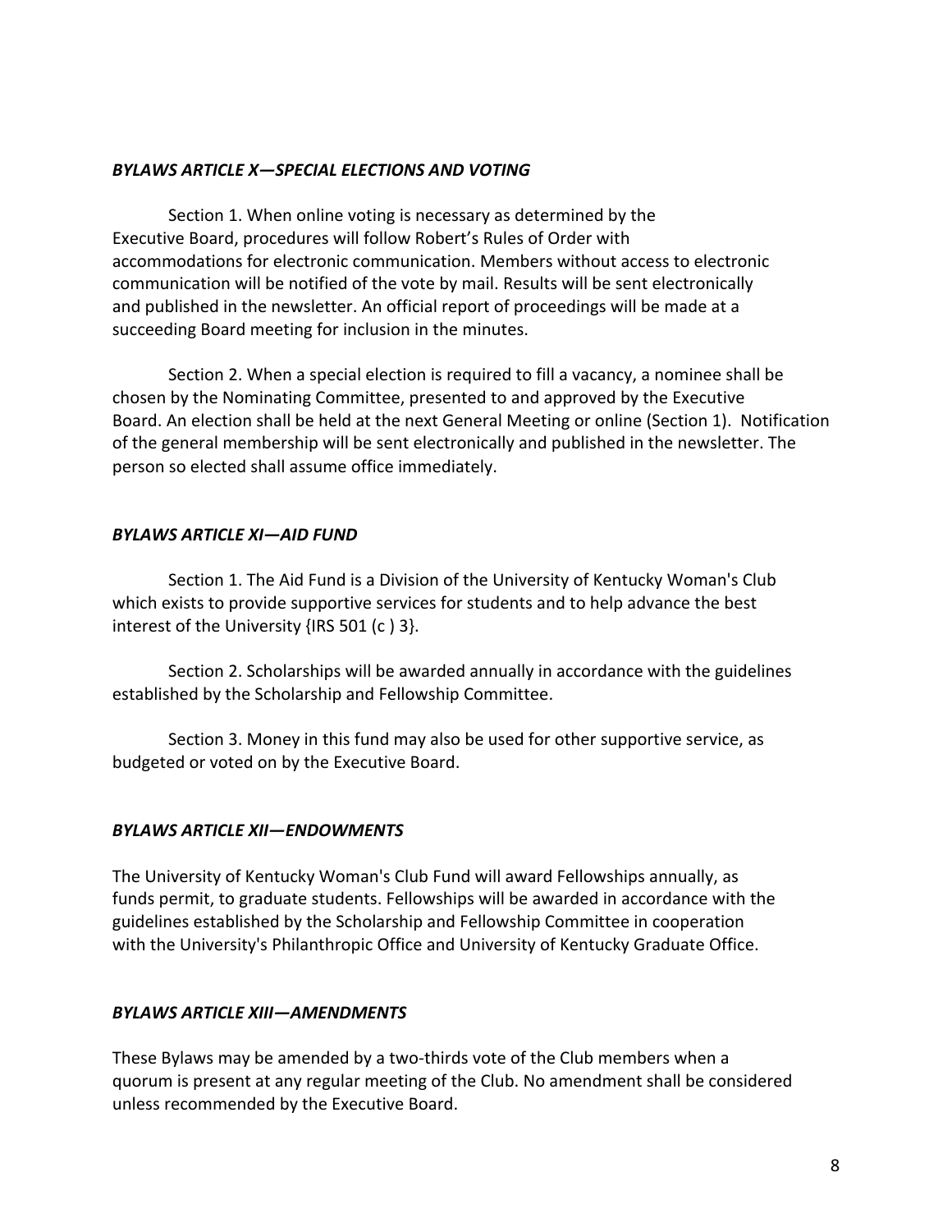### *BYLAWS ARTICLE X—SPECIAL ELECTIONS AND VOTING*

Section 1. When online voting is necessary as determined by the Executive Board, procedures will follow Robert's Rules of Order with accommodations for electronic communication. Members without access to electronic communication will be notified of the vote by mail. Results will be sent electronically and published in the newsletter. An official report of proceedings will be made at a succeeding Board meeting for inclusion in the minutes.

Section 2. When a special election is required to fill a vacancy, a nominee shall be chosen by the Nominating Committee, presented to and approved by the Executive Board. An election shall be held at the next General Meeting or online (Section 1). Notification of the general membership will be sent electronically and published in the newsletter. The person so elected shall assume office immediately.

### *BYLAWS ARTICLE XI—AID FUND*

Section 1. The Aid Fund is a Division of the University of Kentucky Woman's Club which exists to provide supportive services for students and to help advance the best interest of the University {IRS 501 (c ) 3}.

Section 2. Scholarships will be awarded annually in accordance with the guidelines established by the Scholarship and Fellowship Committee.

Section 3. Money in this fund may also be used for other supportive service, as budgeted or voted on by the Executive Board.

### *BYLAWS ARTICLE XII—ENDOWMENTS*

The University of Kentucky Woman's Club Fund will award Fellowships annually, as funds permit, to graduate students. Fellowships will be awarded in accordance with the guidelines established by the Scholarship and Fellowship Committee in cooperation with the University's Philanthropic Office and University of Kentucky Graduate Office.

### *BYLAWS ARTICLE XIII—AMENDMENTS*

These Bylaws may be amended by a two-thirds vote of the Club members when a quorum is present at any regular meeting of the Club. No amendment shall be considered unless recommended by the Executive Board.